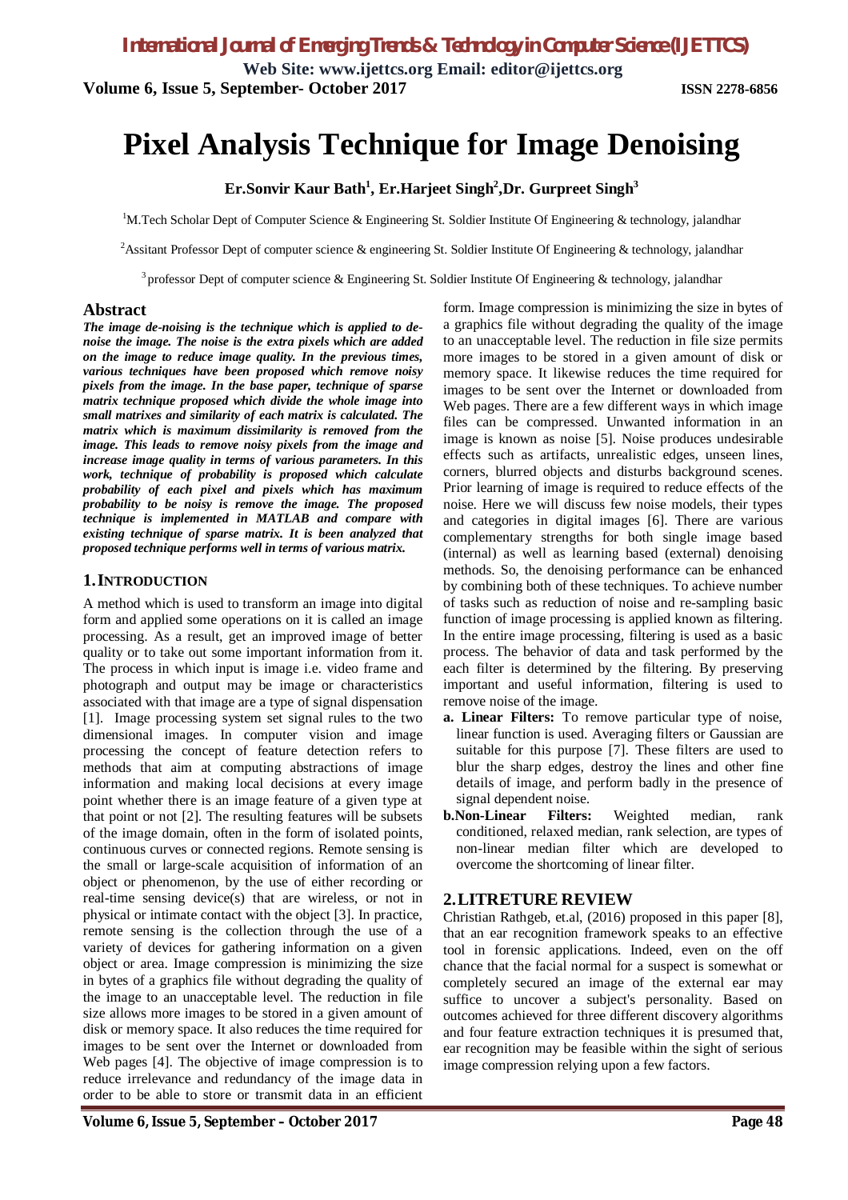# Pixel Analysis Technique for Image Denoising

**Er.Sonvir Kaur Bath[1], Er.Harjeet Singh[2],Dr. Gurpreet Singh[3]**

[1]M.Tech Scholar Dept of Computer Science & Engineering St. Soldier Institute Of Engineering & technology, jalandhar

[2]Assitant Professor Dept of computer science & engineering St. Soldier Institute Of Engineering & technology, jalandhar

[3]professor Dept of computer science & Engineering St. Soldier Institute Of Engineering & technology, jalandhar

## Abstract

***The image de-noising is the technique which is applied to de-noise the image. The noise is the extra pixels which are added on the image to reduce image quality. In the previous times, various techniques have been proposed which remove noisy pixels from the image. In the base paper, technique of sparse matrix technique proposed which divide the whole image into small matrixes and similarity of each matrix is calculated. The matrix which is maximum dissimilarity is removed from the image. This leads to remove noisy pixels from the image and increase image quality in terms of various parameters. In this work, technique of probability is proposed which calculate probability of each pixel and pixels which has maximum probability to be noisy is remove the image. The proposed technique is implemented in MATLAB and compare with existing technique of sparse matrix. It is been analyzed that proposed technique performs well in terms of various matrix.***

## 1. INTRODUCTION

A method which is used to transform an image into digital form and applied some operations on it is called an image processing. As a result, get an improved image of better quality or to take out some important information from it. The process in which input is image i.e. video frame and photograph and output may be image or characteristics associated with that image are a type of signal dispensation [1]. Image processing system set signal rules to the two dimensional images. In computer vision and image processing the concept of feature detection refers to methods that aim at computing abstractions of image information and making local decisions at every image point whether there is an image feature of a given type at that point or not [2]. The resulting features will be subsets of the image domain, often in the form of isolated points, continuous curves or connected regions. Remote sensing is the small or large-scale acquisition of information of an object or phenomenon, by the use of either recording or real-time sensing device(s) that are wireless, or not in physical or intimate contact with the object [3]. In practice, remote sensing is the collection through the use of a variety of devices for gathering information on a given object or area. Image compression is minimizing the size in bytes of a graphics file without degrading the quality of the image to an unacceptable level. The reduction in file size allows more images to be stored in a given amount of disk or memory space. It also reduces the time required for images to be sent over the Internet or downloaded from Web pages [4]. The objective of image compression is to reduce irrelevance and redundancy of the image data in order to be able to store or transmit data in an efficient form. Image compression is minimizing the size in bytes of a graphics file without degrading the quality of the image to an unacceptable level. The reduction in file size permits more images to be stored in a given amount of disk or memory space. It likewise reduces the time required for images to be sent over the Internet or downloaded from Web pages. There are a few different ways in which image files can be compressed. Unwanted information in an image is known as noise [5]. Noise produces undesirable effects such as artifacts, unrealistic edges, unseen lines, corners, blurred objects and disturbs background scenes. Prior learning of image is required to reduce effects of the noise. Here we will discuss few noise models, their types and categories in digital images [6]. There are various complementary strengths for both single image based (internal) as well as learning based (external) denoising methods. So, the denoising performance can be enhanced by combining both of these techniques. To achieve number of tasks such as reduction of noise and re-sampling basic function of image processing is applied known as filtering. In the entire image processing, filtering is used as a basic process. The behavior of data and task performed by the each filter is determined by the filtering. By preserving important and useful information, filtering is used to remove noise of the image.

- **a. Linear Filters:** To remove particular type of noise, linear function is used. Averaging filters or Gaussian are suitable for this purpose [7]. These filters are used to blur the sharp edges, destroy the lines and other fine details of image, and perform badly in the presence of signal dependent noise.
- **b. Non-Linear Filters:** Weighted median, rank conditioned, relaxed median, rank selection, are types of non-linear median filter which are developed to overcome the shortcoming of linear filter.

## 2. LITRETURE REVIEW

Christian Rathgeb, et.al, (2016) proposed in this paper [8], that an ear recognition framework speaks to an effective tool in forensic applications. Indeed, even on the off chance that the facial normal for a suspect is somewhat or completely secured an image of the external ear may suffice to uncover a subject's personality. Based on outcomes achieved for three different discovery algorithms and four feature extraction techniques it is presumed that, ear recognition may be feasible within the sight of serious image compression relying upon a few factors.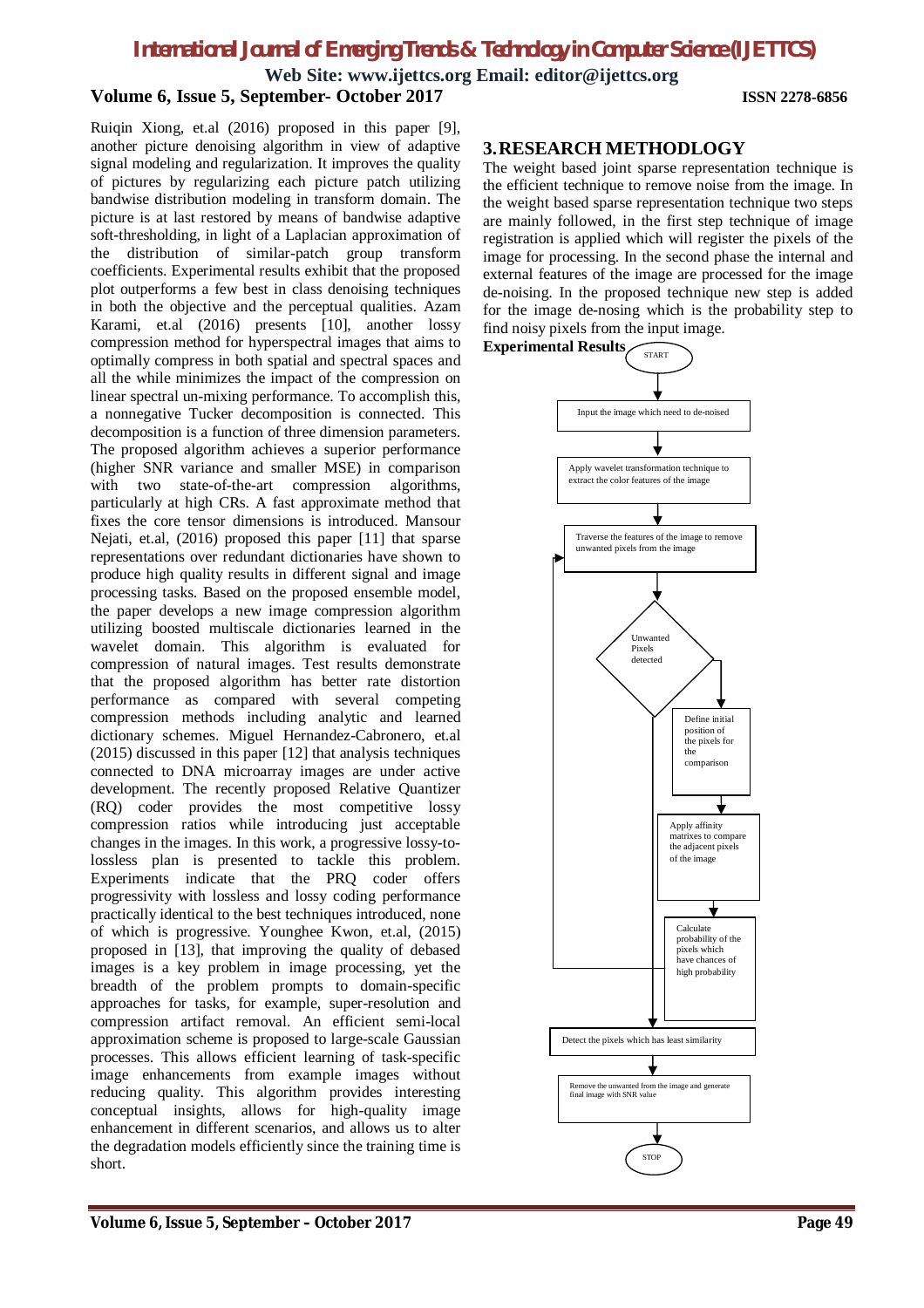Ruiqin Xiong, et.al (2016) proposed in this paper [9], another picture denoising algorithm in view of adaptive signal modeling and regularization. It improves the quality of pictures by regularizing each picture patch utilizing bandwise distribution modeling in transform domain. The picture is at last restored by means of bandwise adaptive soft-thresholding, in light of a Laplacian approximation of the distribution of similar-patch group transform coefficients. Experimental results exhibit that the proposed plot outperforms a few best in class denoising techniques in both the objective and the perceptual qualities. Azam Karami, et.al (2016) presents [10], another lossy compression method for hyperspectral images that aims to optimally compress in both spatial and spectral spaces and all the while minimizes the impact of the compression on linear spectral un-mixing performance. To accomplish this, a nonnegative Tucker decomposition is connected. This decomposition is a function of three dimension parameters. The proposed algorithm achieves a superior performance (higher SNR variance and smaller MSE) in comparison with two state-of-the-art compression algorithms, particularly at high CRs. A fast approximate method that fixes the core tensor dimensions is introduced. Mansour Nejati, et.al, (2016) proposed this paper [11] that sparse representations over redundant dictionaries have shown to produce high quality results in different signal and image processing tasks. Based on the proposed ensemble model, the paper develops a new image compression algorithm utilizing boosted multiscale dictionaries learned in the wavelet domain. This algorithm is evaluated for compression of natural images. Test results demonstrate that the proposed algorithm has better rate distortion performance as compared with several competing compression methods including analytic and learned dictionary schemes. Miguel Hernandez-Cabronero, et.al (2015) discussed in this paper [12] that analysis techniques connected to DNA microarray images are under active development. The recently proposed Relative Quantizer (RQ) coder provides the most competitive lossy compression ratios while introducing just acceptable changes in the images. In this work, a progressive lossy-to-lossless plan is presented to tackle this problem. Experiments indicate that the PRQ coder offers progressivity with lossless and lossy coding performance practically identical to the best techniques introduced, none of which is progressive. Younghee Kwon, et.al, (2015) proposed in [13], that improving the quality of debased images is a key problem in image processing, yet the breadth of the problem prompts to domain-specific approaches for tasks, for example, super-resolution and compression artifact removal. An efficient semi-local approximation scheme is proposed to large-scale Gaussian processes. This allows efficient learning of task-specific image enhancements from example images without reducing quality. This algorithm provides interesting conceptual insights, allows for high-quality image enhancement in different scenarios, and allows us to alter the degradation models efficiently since the training time is short.

## 3. RESEARCH METHODLOGY

The weight based joint sparse representation technique is the efficient technique to remove noise from the image. In the weight based sparse representation technique two steps are mainly followed, in the first step technique of image registration is applied which will register the pixels of the image for processing. In the second phase the internal and external features of the image are processed for the image de-noising. In the proposed technique new step is added for the image de-nosing which is the probability step to find noisy pixels from the input image.

**Experimental Results**

START

Input the image which need to de-noised

Apply wavelet transformation technique to extract the color features of the image

Traverse the features of the image to remove unwanted pixels from the image

Unwanted Pixels detected

Define initial position of the pixels for the comparison

Apply affinity matrixes to compare the adjacent pixels of the image

Calculate probability of the pixels which have chances of high probability

Detect the pixels which has least similarity

Remove the unwanted from the image and generate final image with SNR value

STOP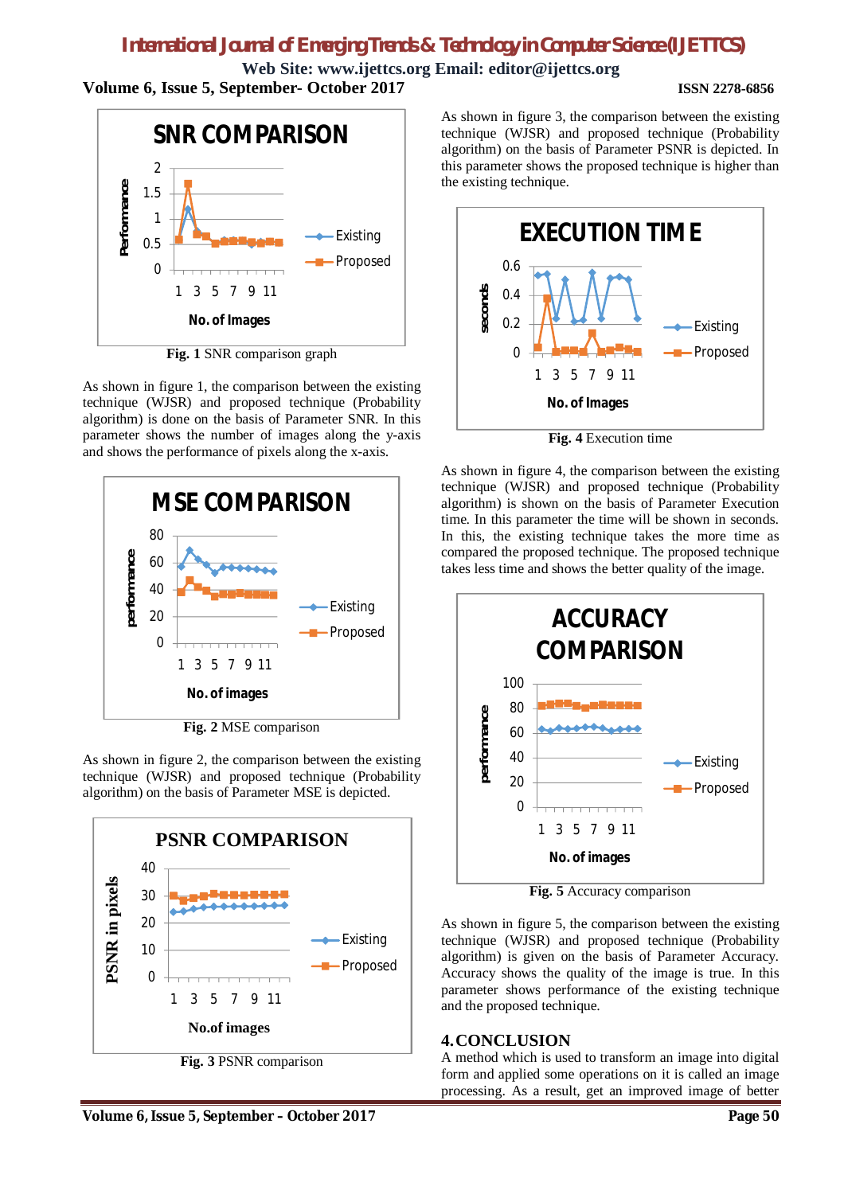Fig. 1 SNR comparison graph

As shown in figure 1, the comparison between the existing technique (WJSR) and proposed technique (Probability algorithm) is done on the basis of Parameter SNR. In this parameter shows the number of images along the y-axis and shows the performance of pixels along the x-axis.

Fig. 2 MSE comparison

As shown in figure 2, the comparison between the existing technique (WJSR) and proposed technique (Probability algorithm) on the basis of Parameter MSE is depicted.

Fig. 3 PSNR comparison

As shown in figure 3, the comparison between the existing technique (WJSR) and proposed technique (Probability algorithm) on the basis of Parameter PSNR is depicted. In this parameter shows the proposed technique is higher than the existing technique.

Fig. 4 Execution time

As shown in figure 4, the comparison between the existing technique (WJSR) and proposed technique (Probability algorithm) is shown on the basis of Parameter Execution time. In this parameter the time will be shown in seconds. In this, the existing technique takes the more time as compared the proposed technique. The proposed technique takes less time and shows the better quality of the image.

Fig. 5 Accuracy comparison

As shown in figure 5, the comparison between the existing technique (WJSR) and proposed technique (Probability algorithm) is given on the basis of Parameter Accuracy. Accuracy shows the quality of the image is true. In this parameter shows performance of the existing technique and the proposed technique.

## 4. CONCLUSION

A method which is used to transform an image into digital form and applied some operations on it is called an image processing. As a result, get an improved image of better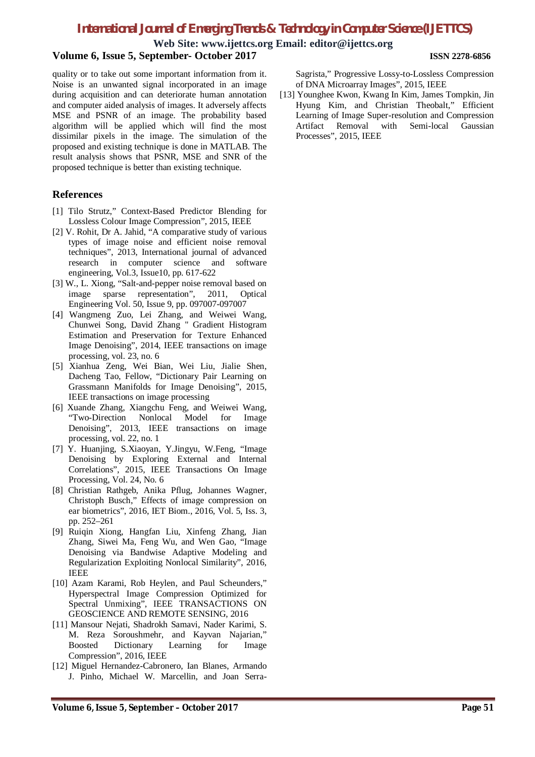quality or to take out some important information from it. Noise is an unwanted signal incorporated in an image during acquisition and can deteriorate human annotation and computer aided analysis of images. It adversely affects MSE and PSNR of an image. The probability based algorithm will be applied which will find the most dissimilar pixels in the image. The simulation of the proposed and existing technique is done in MATLAB. The result analysis shows that PSNR, MSE and SNR of the proposed technique is better than existing technique.

## References

[1] Tilo Strutz," Context-Based Predictor Blending for Lossless Colour Image Compression", 2015, IEEE

[2] V. Rohit, Dr A. Jahid, "A comparative study of various types of image noise and efficient noise removal techniques", 2013, International journal of advanced research in computer science and software engineering, Vol.3, Issue10, pp. 617-622

[3] W., L. Xiong, "Salt-and-pepper noise removal based on image sparse representation", 2011, Optical Engineering Vol. 50, Issue 9, pp. 097007-097007

[4] Wangmeng Zuo, Lei Zhang, and Weiwei Wang, Chunwei Song, David Zhang " Gradient Histogram Estimation and Preservation for Texture Enhanced Image Denoising", 2014, IEEE transactions on image processing, vol. 23, no. 6

[5] Xianhua Zeng, Wei Bian, Wei Liu, Jialie Shen, Dacheng Tao, Fellow, "Dictionary Pair Learning on Grassmann Manifolds for Image Denoising", 2015, IEEE transactions on image processing

[6] Xuande Zhang, Xiangchu Feng, and Weiwei Wang, "Two-Direction Nonlocal Model for Image Denoising", 2013, IEEE transactions on image processing, vol. 22, no. 1

[7] Y. Huanjing, S.Xiaoyan, Y.Jingyu, W.Feng, "Image Denoising by Exploring External and Internal Correlations", 2015, IEEE Transactions On Image Processing, Vol. 24, No. 6

[8] Christian Rathgeb, Anika Pflug, Johannes Wagner, Christoph Busch," Effects of image compression on ear biometrics", 2016, IET Biom., 2016, Vol. 5, Iss. 3, pp. 252–261

[9] Ruiqin Xiong, Hangfan Liu, Xinfeng Zhang, Jian Zhang, Siwei Ma, Feng Wu, and Wen Gao, "Image Denoising via Bandwise Adaptive Modeling and Regularization Exploiting Nonlocal Similarity", 2016, IEEE

[10] Azam Karami, Rob Heylen, and Paul Scheunders," Hyperspectral Image Compression Optimized for Spectral Unmixing", IEEE TRANSACTIONS ON GEOSCIENCE AND REMOTE SENSING, 2016

[11] Mansour Nejati, Shadrokh Samavi, Nader Karimi, S. M. Reza Soroushmehr, and Kayvan Najarian," Boosted Dictionary Learning for Image Compression", 2016, IEEE

[12] Miguel Hernandez-Cabronero, Ian Blanes, Armando J. Pinho, Michael W. Marcellin, and Joan Serra-Sagrista," Progressive Lossy-to-Lossless Compression of DNA Microarray Images", 2015, IEEE

[13] Younghee Kwon, Kwang In Kim, James Tompkin, Jin Hyung Kim, and Christian Theobalt," Efficient Learning of Image Super-resolution and Compression Artifact Removal with Semi-local Gaussian Processes", 2015, IEEE